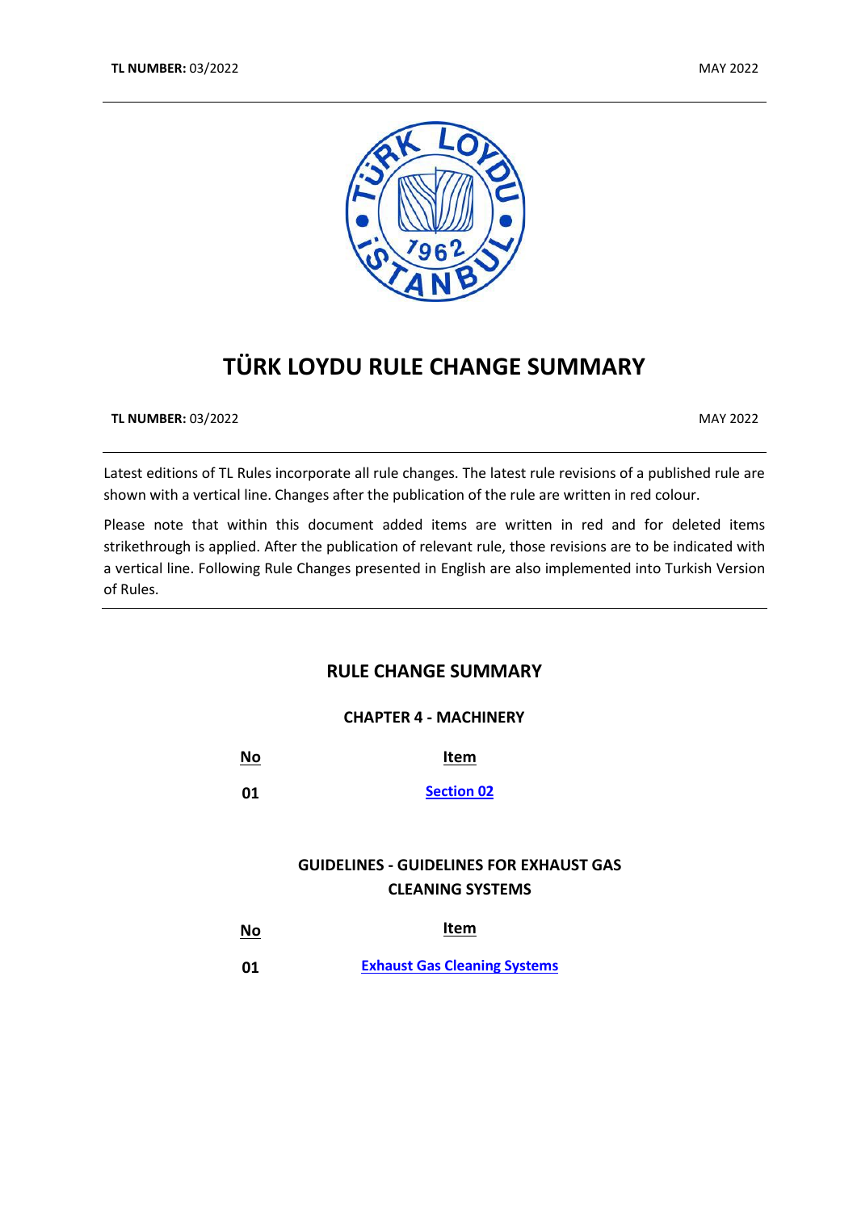# TÜRK LOYDU RULE CHANGE SUMMARY

**TL NUMBER:** 03/2022 MAY 2022

Latest editions of TL Rules incorporate all rule changes. The latest rule revisions of a published rule are shown with a vertical line. Changes after the publication of the rule are written in red colour.

Please note that within this document added items are written in red and for deleted items strikethrough is applied. After the publication of relevant rule, those revisions are to be indicated with a vertical line. Following Rule Changes presented in English are also implemented into Turkish Version of Rules.

## RULE CHANGE SUMMARY

### CHAPTER 4 - MACHINERY

| No | Item |
|---|---|
| 01 | Section 02 |

### GUIDELINES - GUIDELINES FOR EXHAUST GAS CLEANING SYSTEMS

| No | Item |
|---|---|
| 01 | Exhaust Gas Cleaning Systems |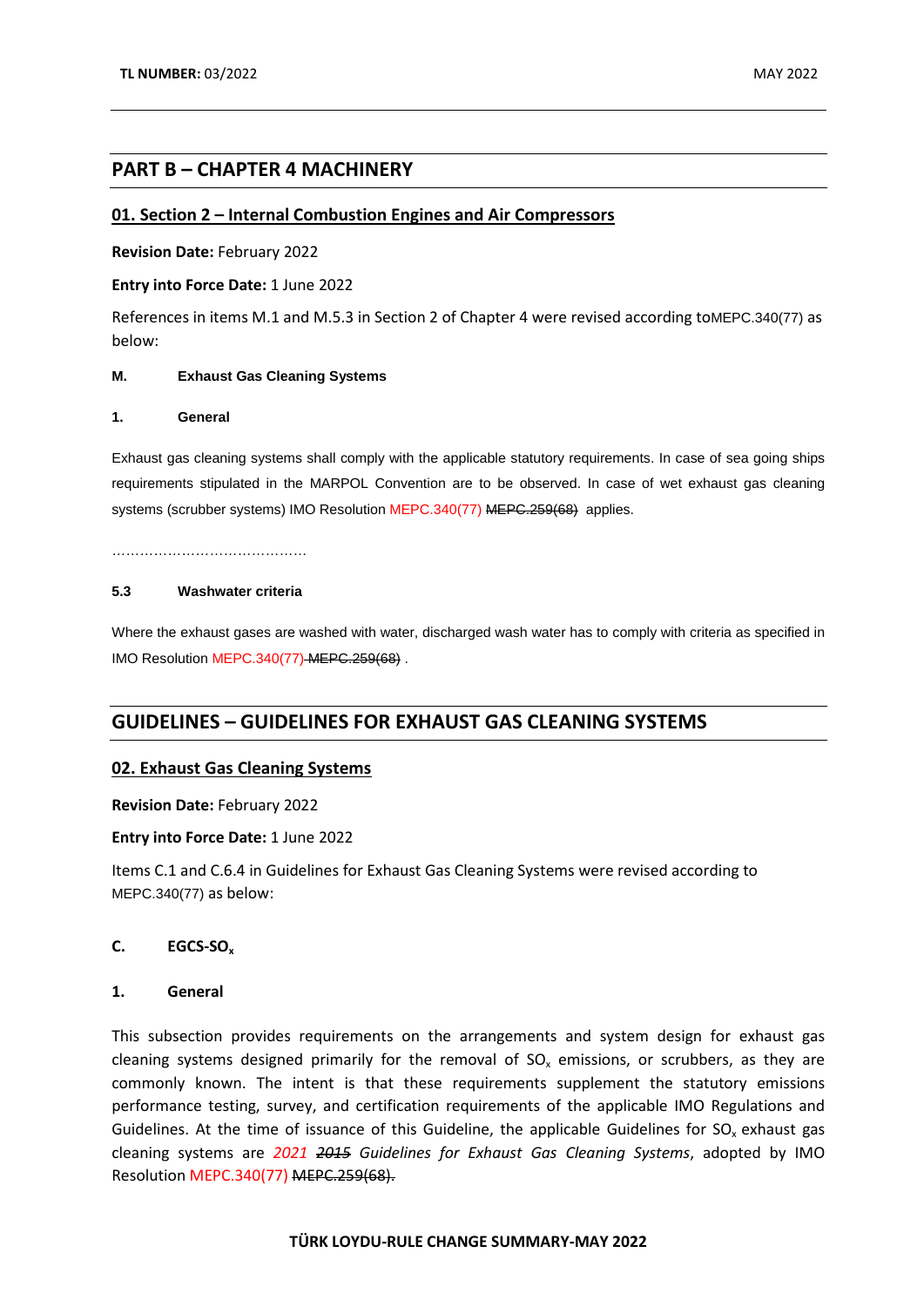## PART B – CHAPTER 4 MACHINERY

### 01. Section 2 – Internal Combustion Engines and Air Compressors

**Revision Date:** February 2022

**Entry into Force Date:** 1 June 2022

References in items M.1 and M.5.3 in Section 2 of Chapter 4 were revised according toMEPC.340(77) as below:

**M. Exhaust Gas Cleaning Systems**

**1. General**

Exhaust gas cleaning systems shall comply with the applicable statutory requirements. In case of sea going ships requirements stipulated in the MARPOL Convention are to be observed. In case of wet exhaust gas cleaning systems (scrubber systems) IMO Resolution MEPC.340(77) ~~MEPC.259(68)~~ applies.

……………………………………

**5.3 Washwater criteria**

Where the exhaust gases are washed with water, discharged wash water has to comply with criteria as specified in IMO Resolution MEPC.340(77) ~~MEPC.259(68)~~ .

## GUIDELINES – GUIDELINES FOR EXHAUST GAS CLEANING SYSTEMS

### 02. Exhaust Gas Cleaning Systems

**Revision Date:** February 2022

**Entry into Force Date:** 1 June 2022

Items C.1 and C.6.4 in Guidelines for Exhaust Gas Cleaning Systems were revised according to MEPC.340(77) as below:

**C. EGCS-$SO_x$**

**1. General**

This subsection provides requirements on the arrangements and system design for exhaust gas cleaning systems designed primarily for the removal of $SO_x$ emissions, or scrubbers, as they are commonly known. The intent is that these requirements supplement the statutory emissions performance testing, survey, and certification requirements of the applicable IMO Regulations and Guidelines. At the time of issuance of this Guideline, the applicable Guidelines for $SO_x$ exhaust gas cleaning systems are *2021* ~~*2015*~~ *Guidelines for Exhaust Gas Cleaning Systems*, adopted by IMO Resolution MEPC.340(77) ~~MEPC.259(68).~~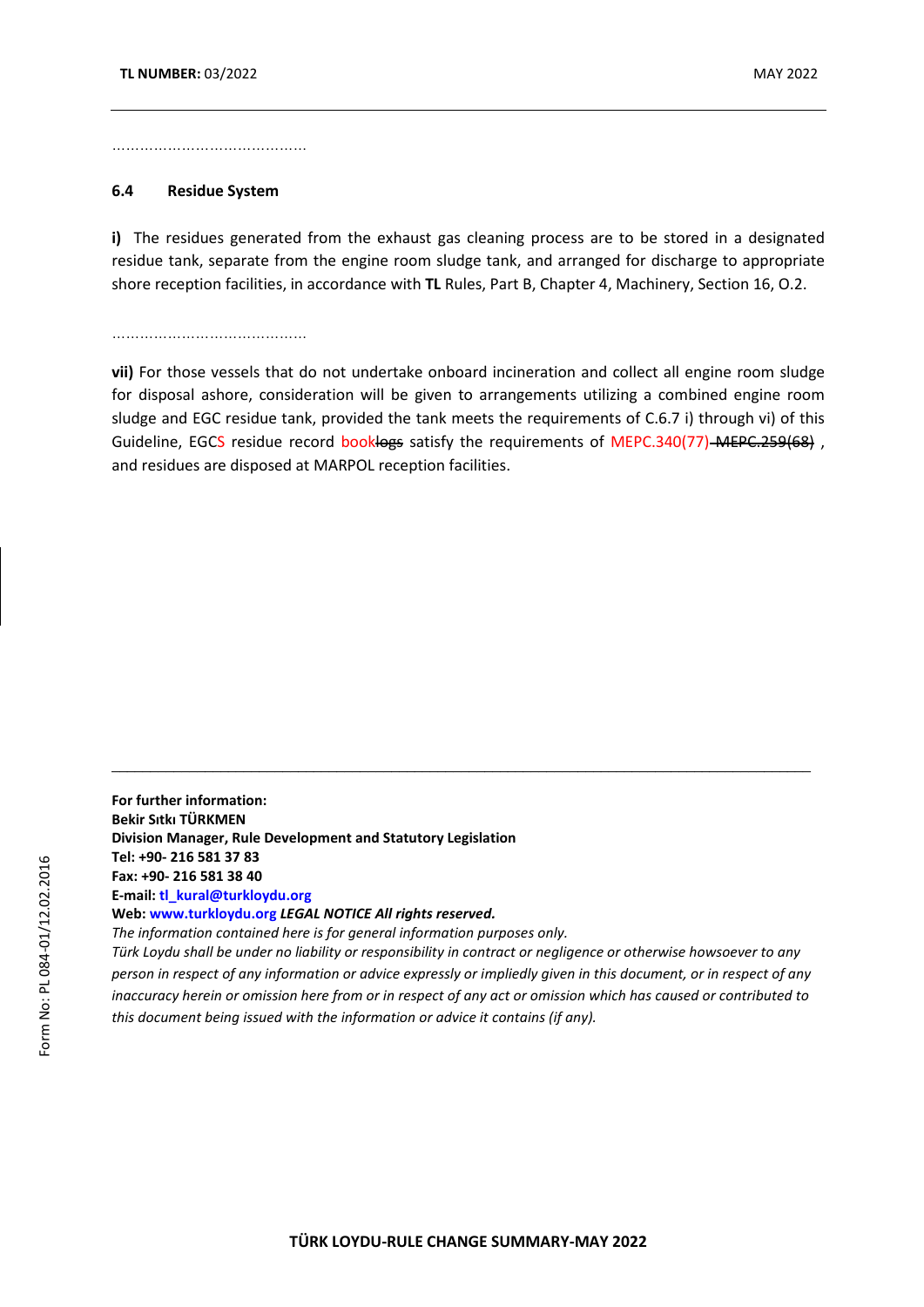……………………………………

### 6.4 Residue System

**i)** The residues generated from the exhaust gas cleaning process are to be stored in a designated residue tank, separate from the engine room sludge tank, and arranged for discharge to appropriate shore reception facilities, in accordance with **TL** Rules, Part B, Chapter 4, Machinery, Section 16, O.2.

……………………………………

**vii)** For those vessels that do not undertake onboard incineration and collect all engine room sludge for disposal ashore, consideration will be given to arrangements utilizing a combined engine room sludge and EGC residue tank, provided the tank meets the requirements of C.6.7 i) through vi) of this Guideline, EGCS residue record book~~logs~~ satisfy the requirements of MEPC.340(77) ~~MEPC.259(68)~~ , and residues are disposed at MARPOL reception facilities.

---

**For further information:**
**Bekir Sıtkı TÜRKMEN**
**Division Manager, Rule Development and Statutory Legislation**
**Tel: +90- 216 581 37 83**
**Fax: +90- 216 581 38 40**
**E-mail: tl_kural@turkloydu.org**
**Web: www.turkloydu.org** ***LEGAL NOTICE All rights reserved.***
*The information contained here is for general information purposes only.*
*Türk Loydu shall be under no liability or responsibility in contract or negligence or otherwise howsoever to any person in respect of any information or advice expressly or impliedly given in this document, or in respect of any inaccuracy herein or omission here from or in respect of any act or omission which has caused or contributed to this document being issued with the information or advice it contains (if any).*